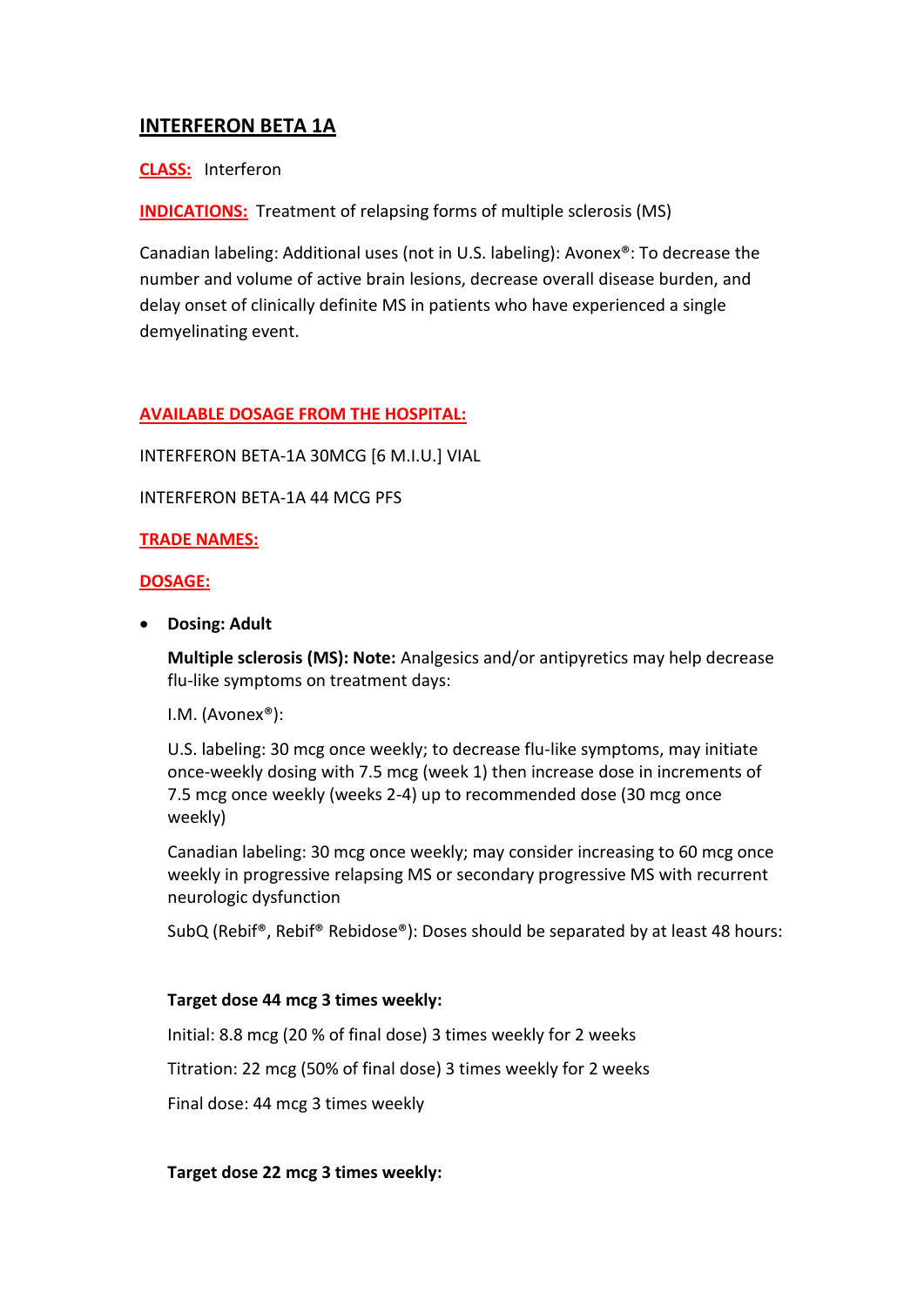# INTERFERON BETA 1A

**CLASS:** Interferon

**INDICATIONS:** Treatment of relapsing forms of multiple sclerosis (MS)

Canadian labeling: Additional uses (not in U.S. labeling): Avonex®: To decrease the number and volume of active brain lesions, decrease overall disease burden, and delay onset of clinically definite MS in patients who have experienced a single demyelinating event.

**AVAILABLE DOSAGE FROM THE HOSPITAL:**

INTERFERON BETA-1A 30MCG [6 M.I.U.] VIAL

INTERFERON BETA-1A 44 MCG PFS

**TRADE NAMES:**

**DOSAGE:**

- **Dosing: Adult**

  **Multiple sclerosis (MS): Note:** Analgesics and/or antipyretics may help decrease flu-like symptoms on treatment days:

  I.M. (Avonex®):

  U.S. labeling: 30 mcg once weekly; to decrease flu-like symptoms, may initiate once-weekly dosing with 7.5 mcg (week 1) then increase dose in increments of 7.5 mcg once weekly (weeks 2-4) up to recommended dose (30 mcg once weekly)

  Canadian labeling: 30 mcg once weekly; may consider increasing to 60 mcg once weekly in progressive relapsing MS or secondary progressive MS with recurrent neurologic dysfunction

  SubQ (Rebif®, Rebif® Rebidose®): Doses should be separated by at least 48 hours:

  **Target dose 44 mcg 3 times weekly:**

  Initial: 8.8 mcg (20 % of final dose) 3 times weekly for 2 weeks

  Titration: 22 mcg (50% of final dose) 3 times weekly for 2 weeks

  Final dose: 44 mcg 3 times weekly

  **Target dose 22 mcg 3 times weekly:**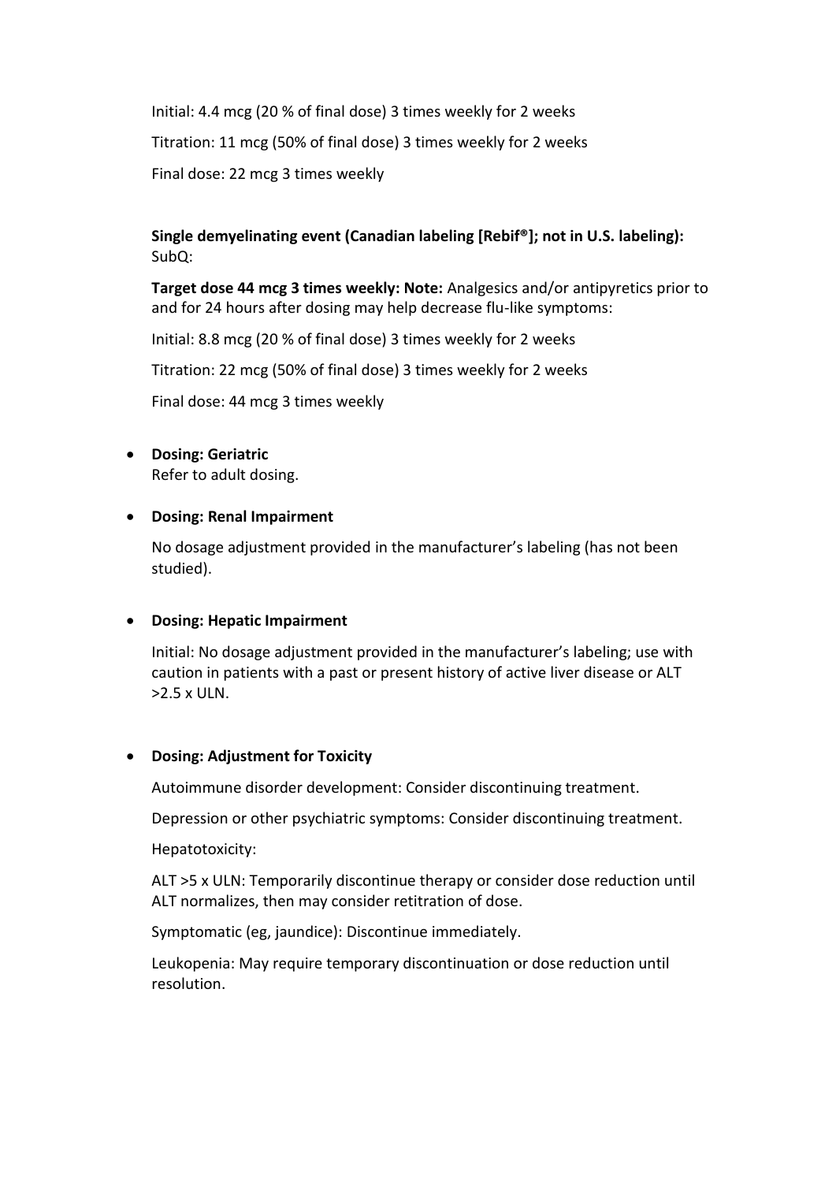Initial: 4.4 mcg (20 % of final dose) 3 times weekly for 2 weeks

Titration: 11 mcg (50% of final dose) 3 times weekly for 2 weeks

Final dose: 22 mcg 3 times weekly

**Single demyelinating event (Canadian labeling [Rebif®]; not in U.S. labeling):** SubQ:

**Target dose 44 mcg 3 times weekly: Note:** Analgesics and/or antipyretics prior to and for 24 hours after dosing may help decrease flu-like symptoms:

Initial: 8.8 mcg (20 % of final dose) 3 times weekly for 2 weeks

Titration: 22 mcg (50% of final dose) 3 times weekly for 2 weeks

Final dose: 44 mcg 3 times weekly

- **Dosing: Geriatric**
  Refer to adult dosing.

- **Dosing: Renal Impairment**

  No dosage adjustment provided in the manufacturer's labeling (has not been studied).

- **Dosing: Hepatic Impairment**

  Initial: No dosage adjustment provided in the manufacturer's labeling; use with caution in patients with a past or present history of active liver disease or ALT >2.5 x ULN.

- **Dosing: Adjustment for Toxicity**

  Autoimmune disorder development: Consider discontinuing treatment.

  Depression or other psychiatric symptoms: Consider discontinuing treatment.

  Hepatotoxicity:

  ALT >5 x ULN: Temporarily discontinue therapy or consider dose reduction until ALT normalizes, then may consider retitration of dose.

  Symptomatic (eg, jaundice): Discontinue immediately.

  Leukopenia: May require temporary discontinuation or dose reduction until resolution.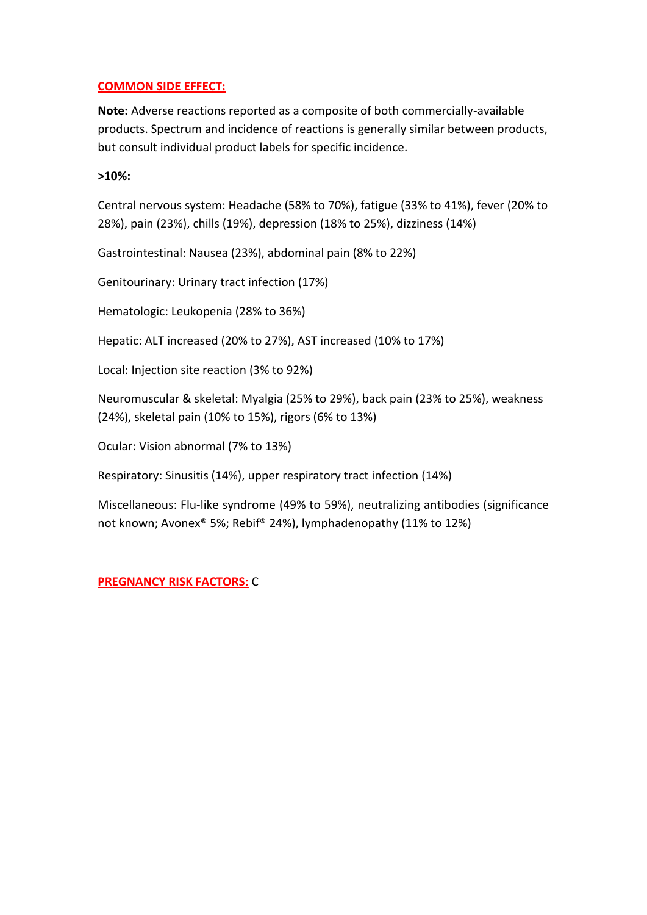## COMMON SIDE EFFECT:

**Note:** Adverse reactions reported as a composite of both commercially-available products. Spectrum and incidence of reactions is generally similar between products, but consult individual product labels for specific incidence.

**>10%:**

Central nervous system: Headache (58% to 70%), fatigue (33% to 41%), fever (20% to 28%), pain (23%), chills (19%), depression (18% to 25%), dizziness (14%)

Gastrointestinal: Nausea (23%), abdominal pain (8% to 22%)

Genitourinary: Urinary tract infection (17%)

Hematologic: Leukopenia (28% to 36%)

Hepatic: ALT increased (20% to 27%), AST increased (10% to 17%)

Local: Injection site reaction (3% to 92%)

Neuromuscular & skeletal: Myalgia (25% to 29%), back pain (23% to 25%), weakness (24%), skeletal pain (10% to 15%), rigors (6% to 13%)

Ocular: Vision abnormal (7% to 13%)

Respiratory: Sinusitis (14%), upper respiratory tract infection (14%)

Miscellaneous: Flu-like syndrome (49% to 59%), neutralizing antibodies (significance not known; Avonex® 5%; Rebif® 24%), lymphadenopathy (11% to 12%)

## PREGNANCY RISK FACTORS: C